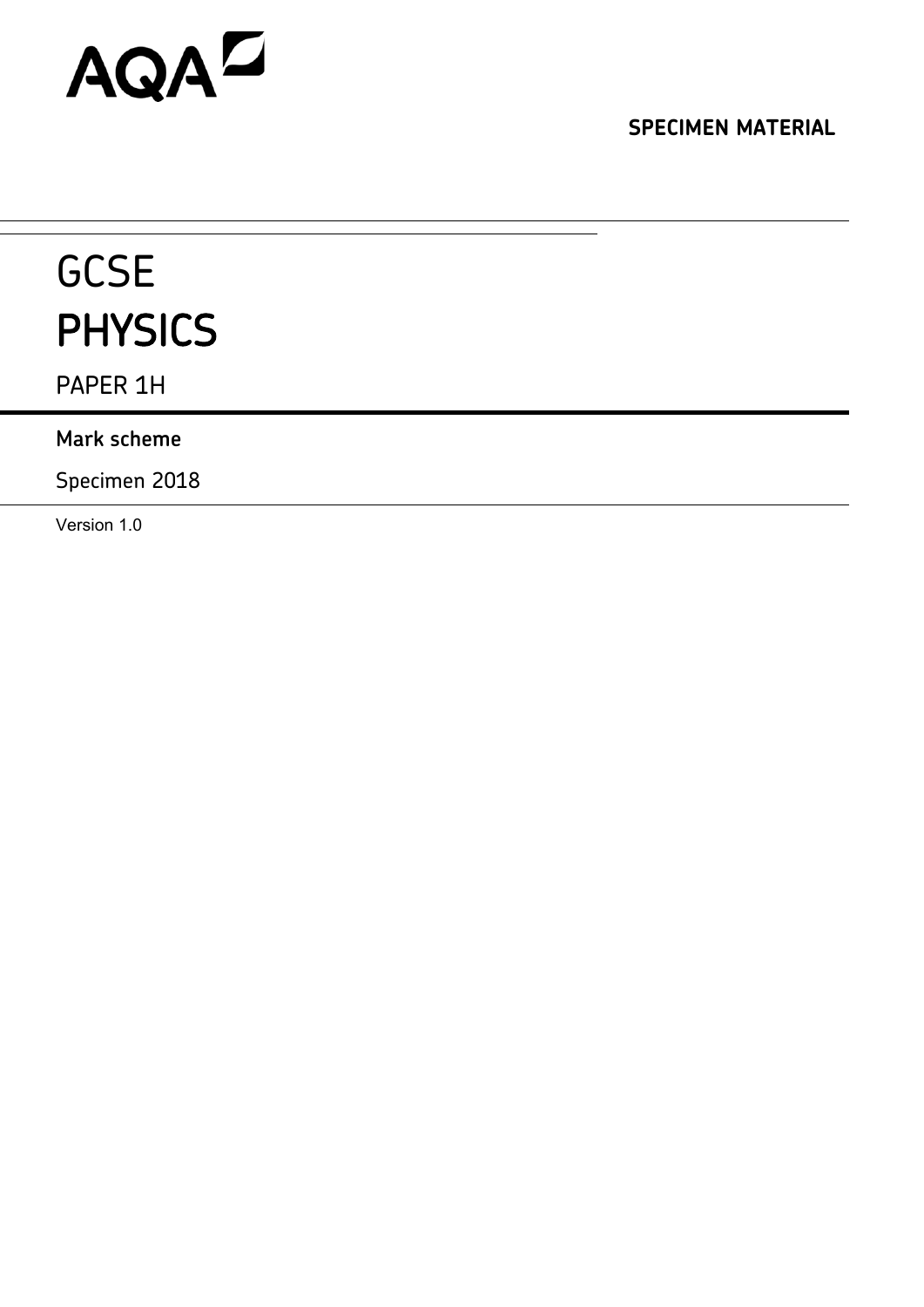AQA

**SPECIMEN MATERIAL**

# GCSE
# PHYSICS

PAPER 1H

**Mark scheme**

Specimen 2018

Version 1.0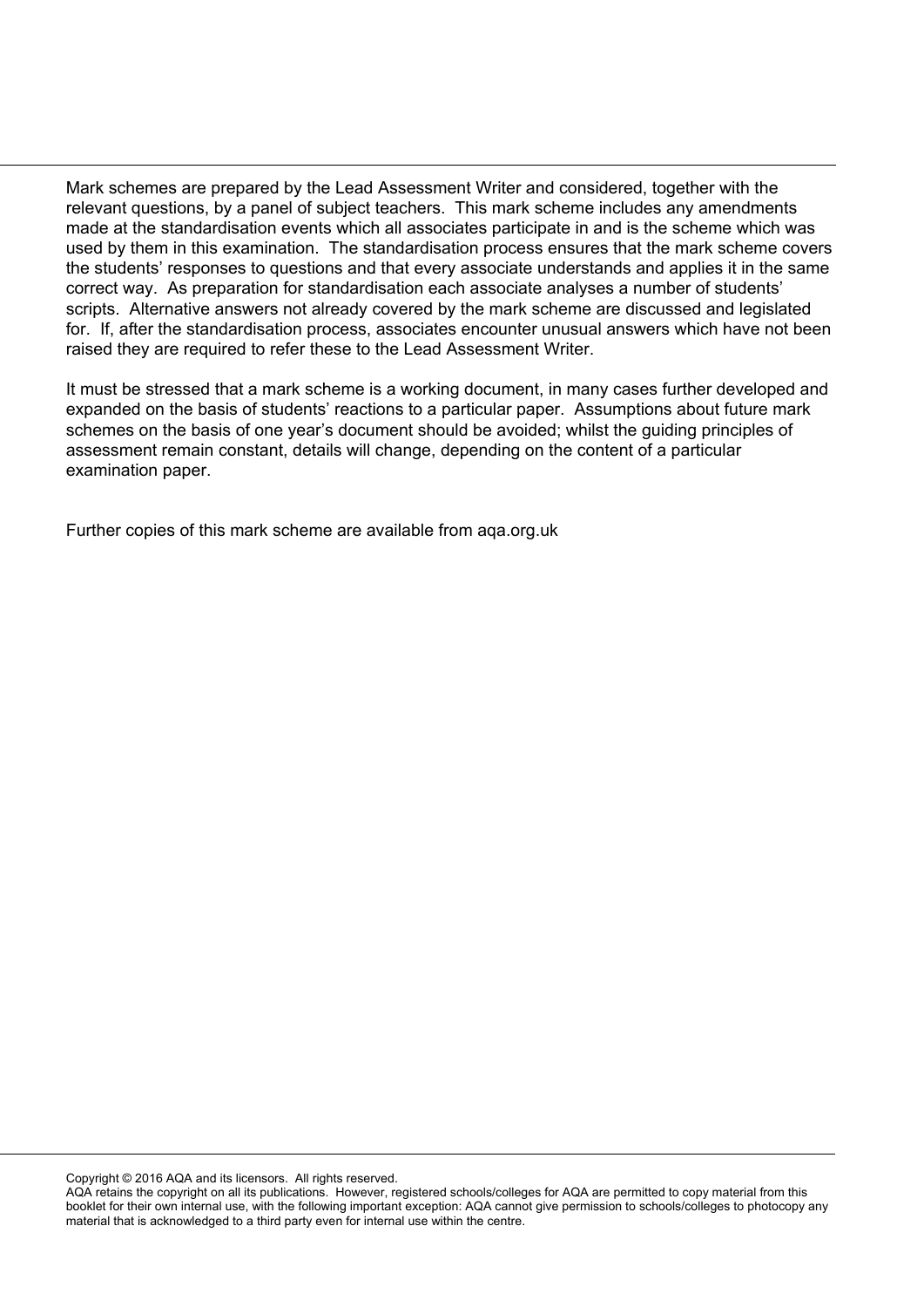Mark schemes are prepared by the Lead Assessment Writer and considered, together with the relevant questions, by a panel of subject teachers. This mark scheme includes any amendments made at the standardisation events which all associates participate in and is the scheme which was used by them in this examination. The standardisation process ensures that the mark scheme covers the students' responses to questions and that every associate understands and applies it in the same correct way. As preparation for standardisation each associate analyses a number of students' scripts. Alternative answers not already covered by the mark scheme are discussed and legislated for. If, after the standardisation process, associates encounter unusual answers which have not been raised they are required to refer these to the Lead Assessment Writer.

It must be stressed that a mark scheme is a working document, in many cases further developed and expanded on the basis of students' reactions to a particular paper. Assumptions about future mark schemes on the basis of one year's document should be avoided; whilst the guiding principles of assessment remain constant, details will change, depending on the content of a particular examination paper.

Further copies of this mark scheme are available from aqa.org.uk

Copyright © 2016 AQA and its licensors. All rights reserved.
AQA retains the copyright on all its publications. However, registered schools/colleges for AQA are permitted to copy material from this booklet for their own internal use, with the following important exception: AQA cannot give permission to schools/colleges to photocopy any material that is acknowledged to a third party even for internal use within the centre.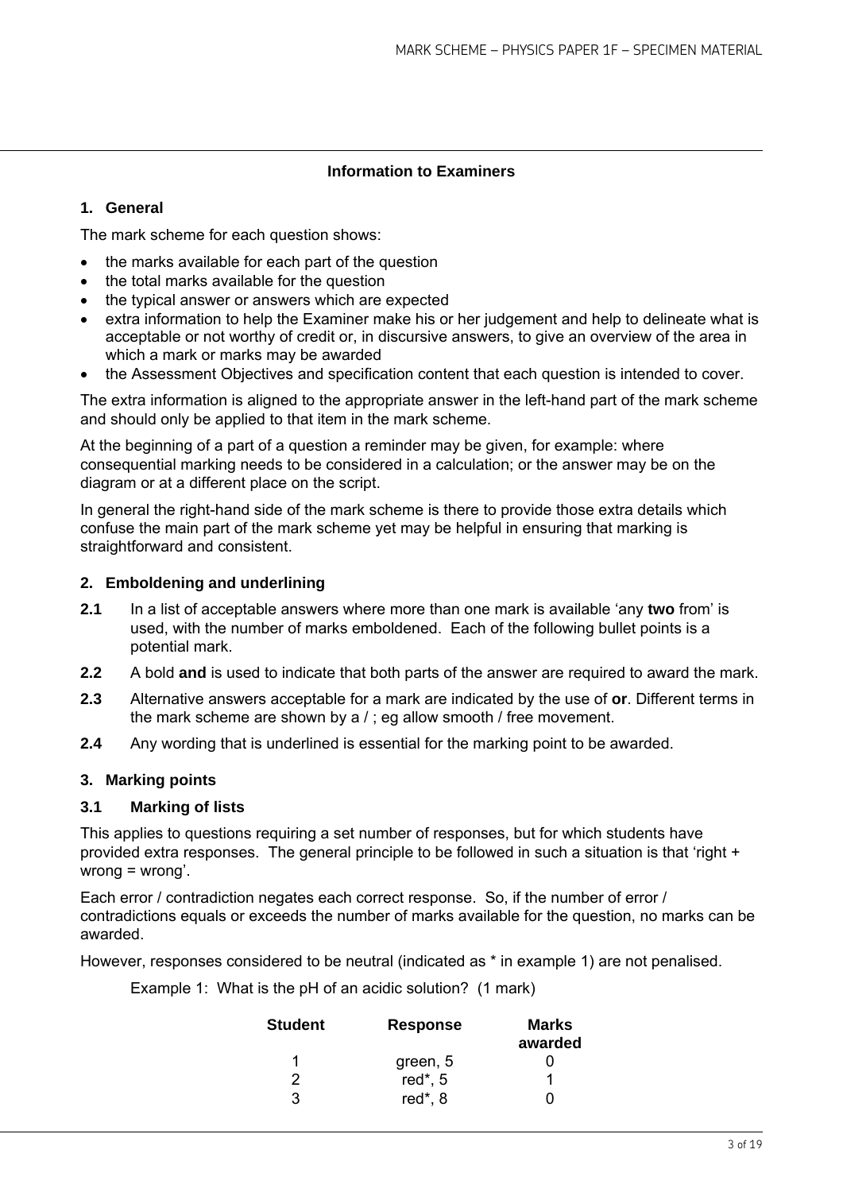## Information to Examiners

### 1. General

The mark scheme for each question shows:

- the marks available for each part of the question
- the total marks available for the question
- the typical answer or answers which are expected
- extra information to help the Examiner make his or her judgement and help to delineate what is acceptable or not worthy of credit or, in discursive answers, to give an overview of the area in which a mark or marks may be awarded
- the Assessment Objectives and specification content that each question is intended to cover.

The extra information is aligned to the appropriate answer in the left-hand part of the mark scheme and should only be applied to that item in the mark scheme.

At the beginning of a part of a question a reminder may be given, for example: where consequential marking needs to be considered in a calculation; or the answer may be on the diagram or at a different place on the script.

In general the right-hand side of the mark scheme is there to provide those extra details which confuse the main part of the mark scheme yet may be helpful in ensuring that marking is straightforward and consistent.

### 2. Emboldening and underlining

**2.1** In a list of acceptable answers where more than one mark is available 'any **two** from' is used, with the number of marks emboldened. Each of the following bullet points is a potential mark.

**2.2** A bold **and** is used to indicate that both parts of the answer are required to award the mark.

**2.3** Alternative answers acceptable for a mark are indicated by the use of **or**. Different terms in the mark scheme are shown by a / ; eg allow smooth / free movement.

**2.4** Any wording that is underlined is essential for the marking point to be awarded.

### 3. Marking points

#### 3.1 Marking of lists

This applies to questions requiring a set number of responses, but for which students have provided extra responses. The general principle to be followed in such a situation is that 'right + wrong = wrong'.

Each error / contradiction negates each correct response. So, if the number of error / contradictions equals or exceeds the number of marks available for the question, no marks can be awarded.

However, responses considered to be neutral (indicated as * in example 1) are not penalised.

Example 1: What is the pH of an acidic solution? (1 mark)

| Student | Response | Marks awarded |
|---|---|---|
| 1 | green, 5 | 0 |
| 2 | red*, 5 | 1 |
| 3 | red*, 8 | 0 |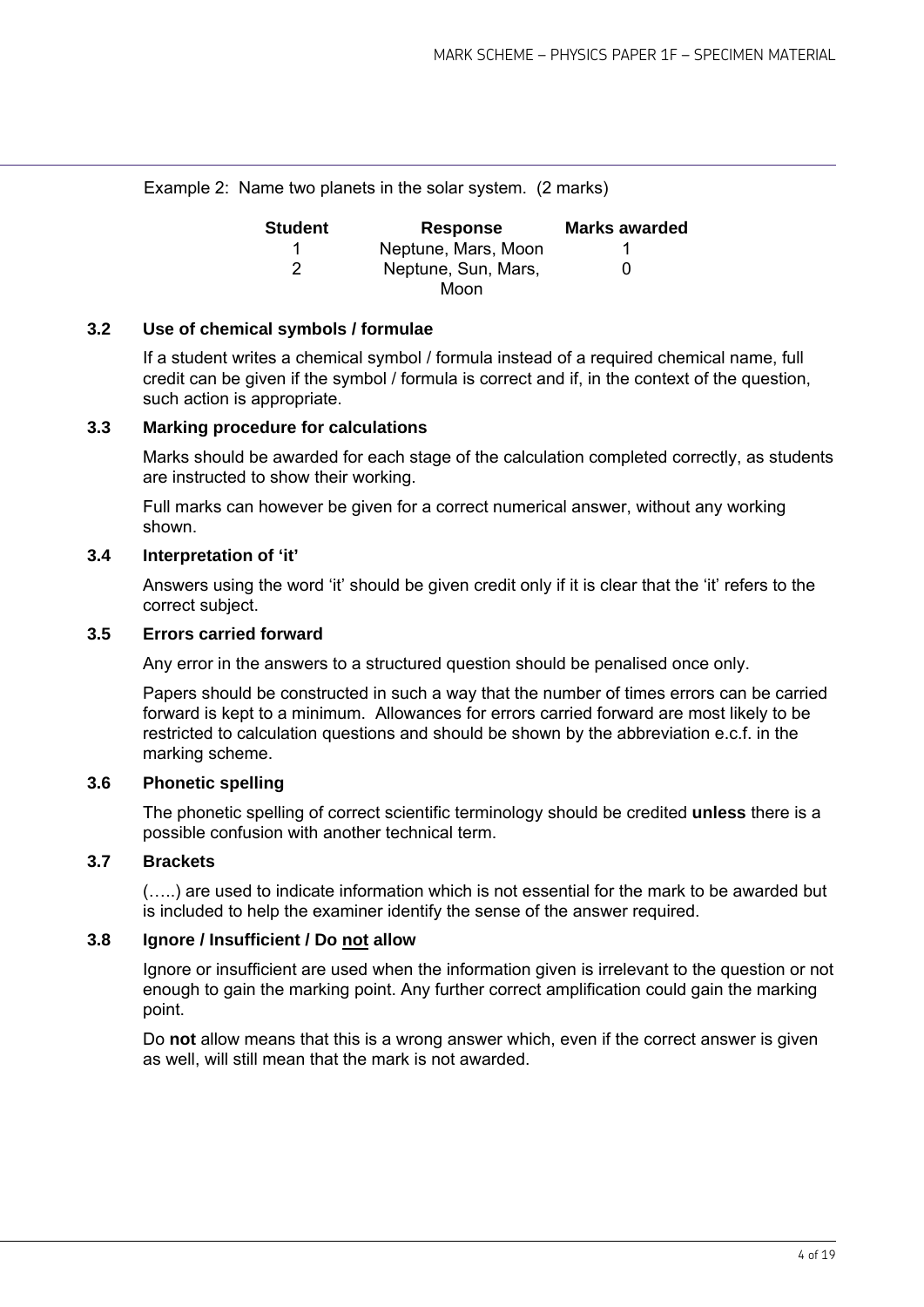Example 2: Name two planets in the solar system. (2 marks)

| Student | Response | Marks awarded |
|---|---|---|
| 1 | Neptune, Mars, Moon | 1 |
| 2 | Neptune, Sun, Mars, Moon | 0 |

### 3.2 Use of chemical symbols / formulae

If a student writes a chemical symbol / formula instead of a required chemical name, full credit can be given if the symbol / formula is correct and if, in the context of the question, such action is appropriate.

### 3.3 Marking procedure for calculations

Marks should be awarded for each stage of the calculation completed correctly, as students are instructed to show their working.

Full marks can however be given for a correct numerical answer, without any working shown.

### 3.4 Interpretation of 'it'

Answers using the word 'it' should be given credit only if it is clear that the 'it' refers to the correct subject.

### 3.5 Errors carried forward

Any error in the answers to a structured question should be penalised once only.

Papers should be constructed in such a way that the number of times errors can be carried forward is kept to a minimum. Allowances for errors carried forward are most likely to be restricted to calculation questions and should be shown by the abbreviation e.c.f. in the marking scheme.

### 3.6 Phonetic spelling

The phonetic spelling of correct scientific terminology should be credited **unless** there is a possible confusion with another technical term.

### 3.7 Brackets

(…..) are used to indicate information which is not essential for the mark to be awarded but is included to help the examiner identify the sense of the answer required.

### 3.8 Ignore / Insufficient / Do <u>not</u> allow

Ignore or insufficient are used when the information given is irrelevant to the question or not enough to gain the marking point. Any further correct amplification could gain the marking point.

Do **not** allow means that this is a wrong answer which, even if the correct answer is given as well, will still mean that the mark is not awarded.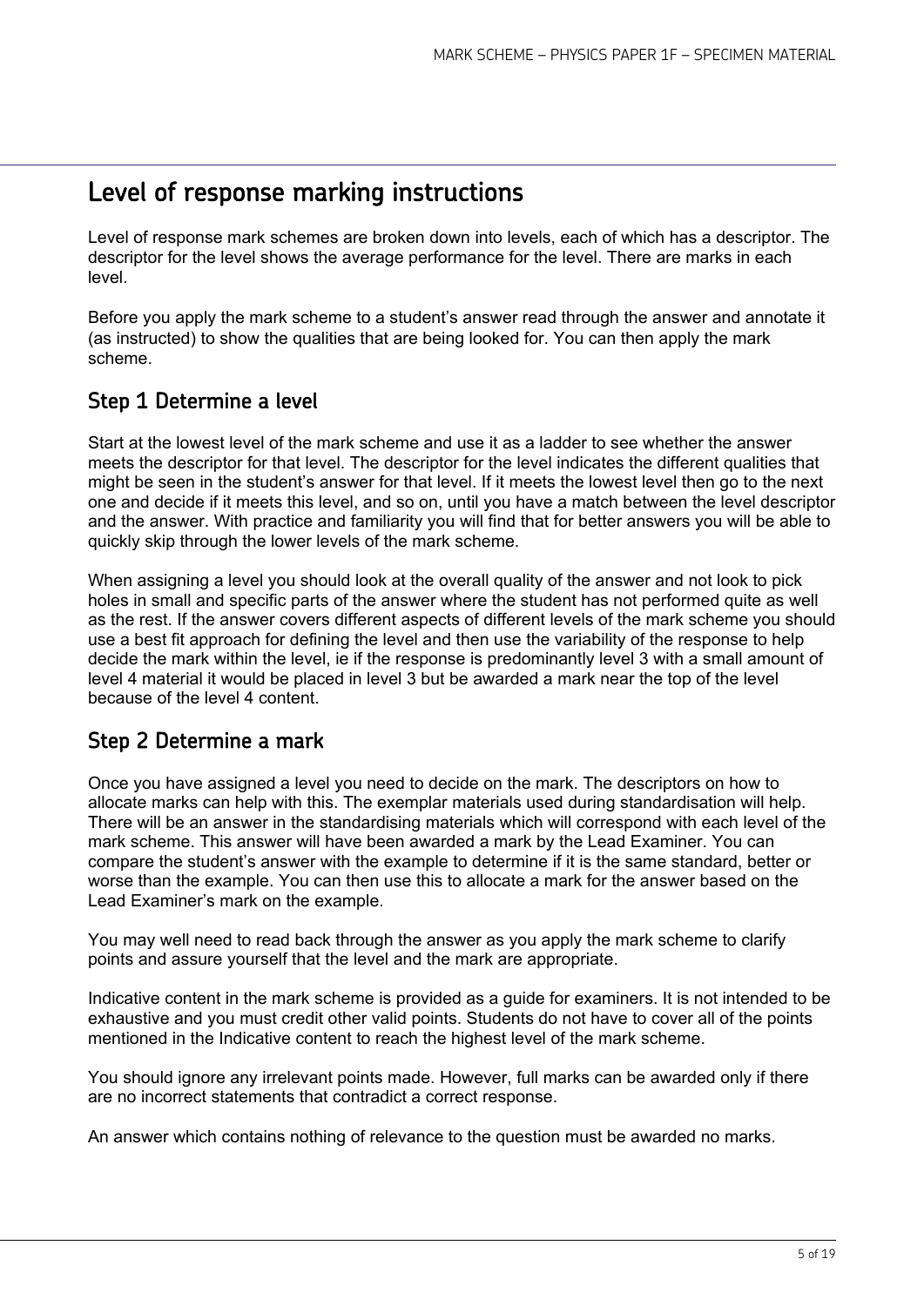## Level of response marking instructions

Level of response mark schemes are broken down into levels, each of which has a descriptor. The descriptor for the level shows the average performance for the level. There are marks in each level.

Before you apply the mark scheme to a student's answer read through the answer and annotate it (as instructed) to show the qualities that are being looked for. You can then apply the mark scheme.

### Step 1 Determine a level

Start at the lowest level of the mark scheme and use it as a ladder to see whether the answer meets the descriptor for that level. The descriptor for the level indicates the different qualities that might be seen in the student's answer for that level. If it meets the lowest level then go to the next one and decide if it meets this level, and so on, until you have a match between the level descriptor and the answer. With practice and familiarity you will find that for better answers you will be able to quickly skip through the lower levels of the mark scheme.

When assigning a level you should look at the overall quality of the answer and not look to pick holes in small and specific parts of the answer where the student has not performed quite as well as the rest. If the answer covers different aspects of different levels of the mark scheme you should use a best fit approach for defining the level and then use the variability of the response to help decide the mark within the level, ie if the response is predominantly level 3 with a small amount of level 4 material it would be placed in level 3 but be awarded a mark near the top of the level because of the level 4 content.

### Step 2 Determine a mark

Once you have assigned a level you need to decide on the mark. The descriptors on how to allocate marks can help with this. The exemplar materials used during standardisation will help. There will be an answer in the standardising materials which will correspond with each level of the mark scheme. This answer will have been awarded a mark by the Lead Examiner. You can compare the student's answer with the example to determine if it is the same standard, better or worse than the example. You can then use this to allocate a mark for the answer based on the Lead Examiner's mark on the example.

You may well need to read back through the answer as you apply the mark scheme to clarify points and assure yourself that the level and the mark are appropriate.

Indicative content in the mark scheme is provided as a guide for examiners. It is not intended to be exhaustive and you must credit other valid points. Students do not have to cover all of the points mentioned in the Indicative content to reach the highest level of the mark scheme.

You should ignore any irrelevant points made. However, full marks can be awarded only if there are no incorrect statements that contradict a correct response.

An answer which contains nothing of relevance to the question must be awarded no marks.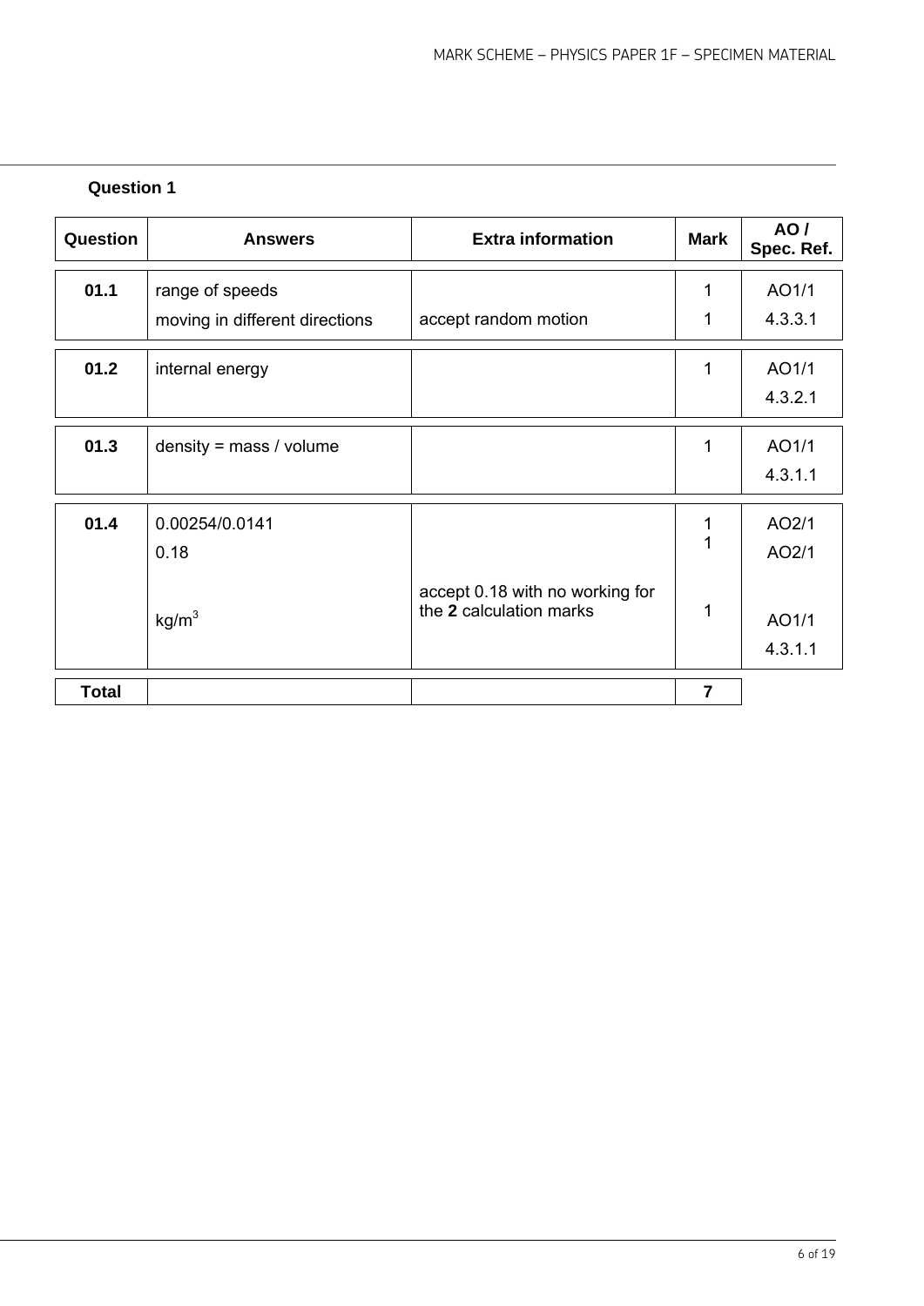### Question 1

| Question | Answers | Extra information | Mark | AO / Spec. Ref. |
|---|---|---|---|---|
| **01.1** | range of speeds | | 1 | AO1/1 |
| | moving in different directions | accept random motion | 1 | 4.3.3.1 |
| **01.2** | internal energy | | 1 | AO1/1 4.3.2.1 |
| **01.3** | density = mass / volume | | 1 | AO1/1 4.3.1.1 |
| **01.4** | 0.00254/0.0141 | | 1 | AO2/1 |
| | 0.18 | | 1 | AO2/1 |
| | | accept 0.18 with no working for the **2** calculation marks | | |
| | $kg/m^3$ | | 1 | AO1/1 4.3.1.1 |
| **Total** | | | **7** | |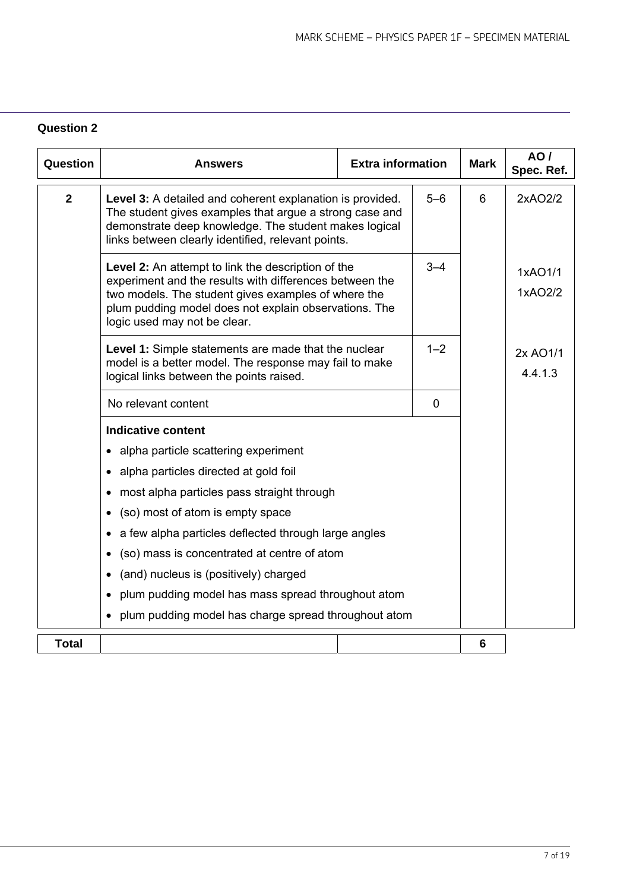## Question 2

| Question | Answers | Extra information | Mark | AO / Spec. Ref. |
|---|---|---|---|---|
| 2 | **Level 3:** A detailed and coherent explanation is provided. The student gives examples that argue a strong case and demonstrate deep knowledge. The student makes logical links between clearly identified, relevant points. | 5–6 | 6 | 2xAO2/2 |
| | **Level 2:** An attempt to link the description of the experiment and the results with differences between the two models. The student gives examples of where the plum pudding model does not explain observations. The logic used may not be clear. | 3–4 | | 1xAO1/1<br>1xAO2/2 |
| | **Level 1:** Simple statements are made that the nuclear model is a better model. The response may fail to make logical links between the points raised. | 1–2 | | 2x AO1/1<br>4.4.1.3 |
| | No relevant content | 0 | | |
| | **Indicative content**<br>• alpha particle scattering experiment<br>• alpha particles directed at gold foil<br>• most alpha particles pass straight through<br>• (so) most of atom is empty space<br>• a few alpha particles deflected through large angles<br>• (so) mass is concentrated at centre of atom<br>• (and) nucleus is (positively) charged<br>• plum pudding model has mass spread throughout atom<br>• plum pudding model has charge spread throughout atom | | | |
| **Total** | | | **6** | |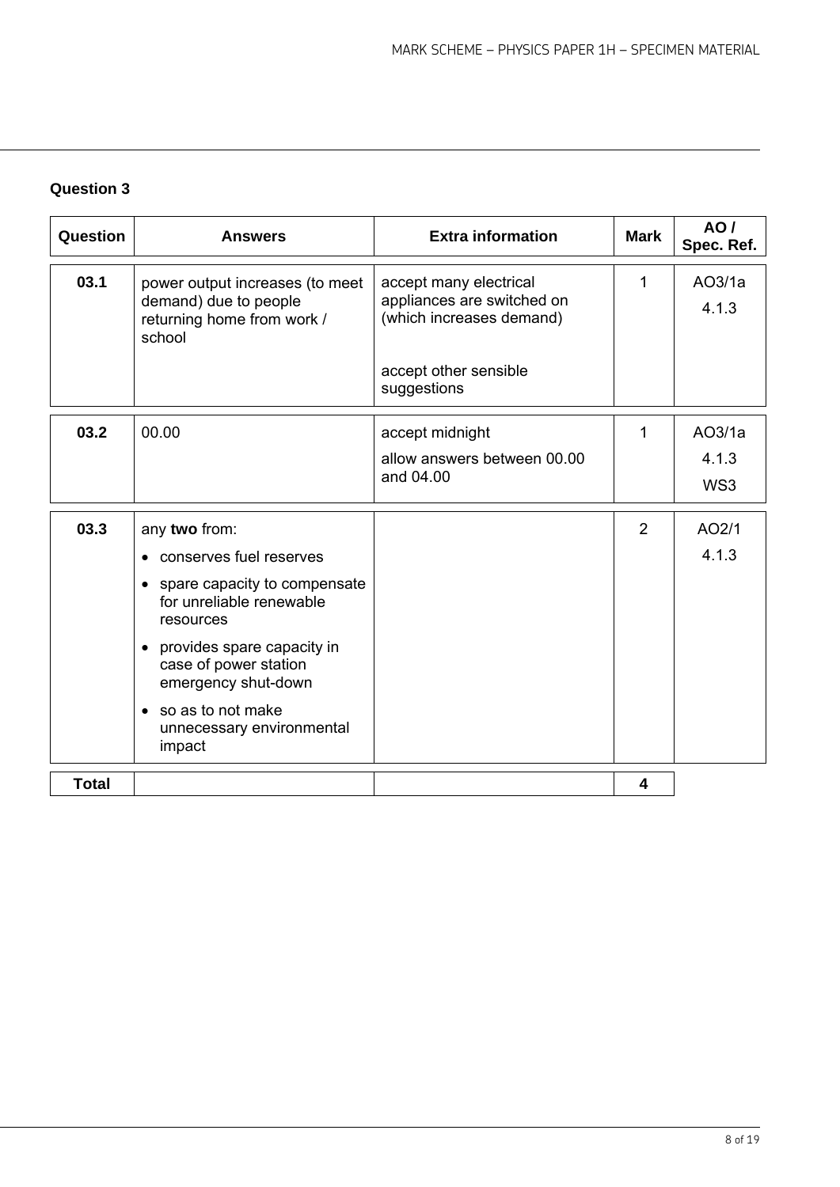## Question 3

| Question | Answers | Extra information | Mark | AO / Spec. Ref. |
|---|---|---|---|---|
| 03.1 | power output increases (to meet demand) due to people returning home from work / school | accept many electrical appliances are switched on (which increases demand)<br><br>accept other sensible suggestions | 1 | AO3/1a<br>4.1.3 |
| 03.2 | 00.00 | accept midnight<br>allow answers between 00.00 and 04.00 | 1 | AO3/1a<br>4.1.3<br>WS3 |
| 03.3 | any **two** from:<br>• conserves fuel reserves<br>• spare capacity to compensate for unreliable renewable resources<br>• provides spare capacity in case of power station emergency shut-down<br>• so as to not make unnecessary environmental impact | | 2 | AO2/1<br>4.1.3 |
| **Total** | | | **4** | |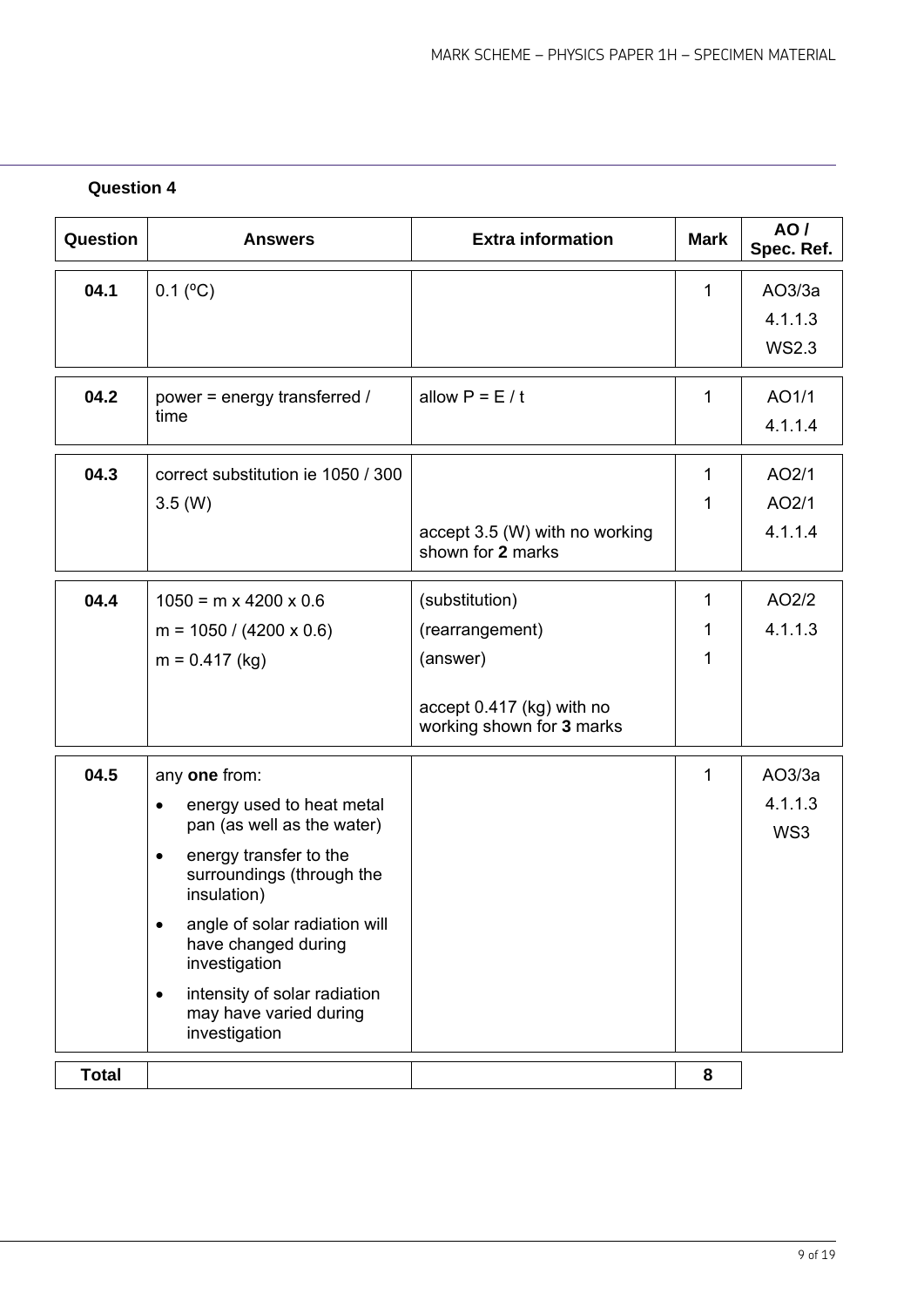## Question 4

| Question | Answers | Extra information | Mark | AO / Spec. Ref. |
|---|---|---|---|---|
| 04.1 | 0.1 (ºC) | | 1 | AO3/3a<br>4.1.1.3<br>WS2.3 |
| 04.2 | power = energy transferred / time | allow P = E / t | 1 | AO1/1<br>4.1.1.4 |
| 04.3 | correct substitution ie 1050 / 300<br>3.5 (W) | accept 3.5 (W) with no working shown for **2** marks | 1<br>1 | AO2/1<br>AO2/1<br>4.1.1.4 |
| 04.4 | 1050 = m x 4200 x 0.6<br>m = 1050 / (4200 x 0.6)<br>m = 0.417 (kg) | (substitution)<br>(rearrangement)<br>(answer)<br>accept 0.417 (kg) with no working shown for **3** marks | 1<br>1<br>1 | AO2/2<br>4.1.1.3 |
| 04.5 | any **one** from:<br>• energy used to heat metal pan (as well as the water)<br>• energy transfer to the surroundings (through the insulation)<br>• angle of solar radiation will have changed during investigation<br>• intensity of solar radiation may have varied during investigation | | 1 | AO3/3a<br>4.1.1.3<br>WS3 |
| **Total** | | | **8** | |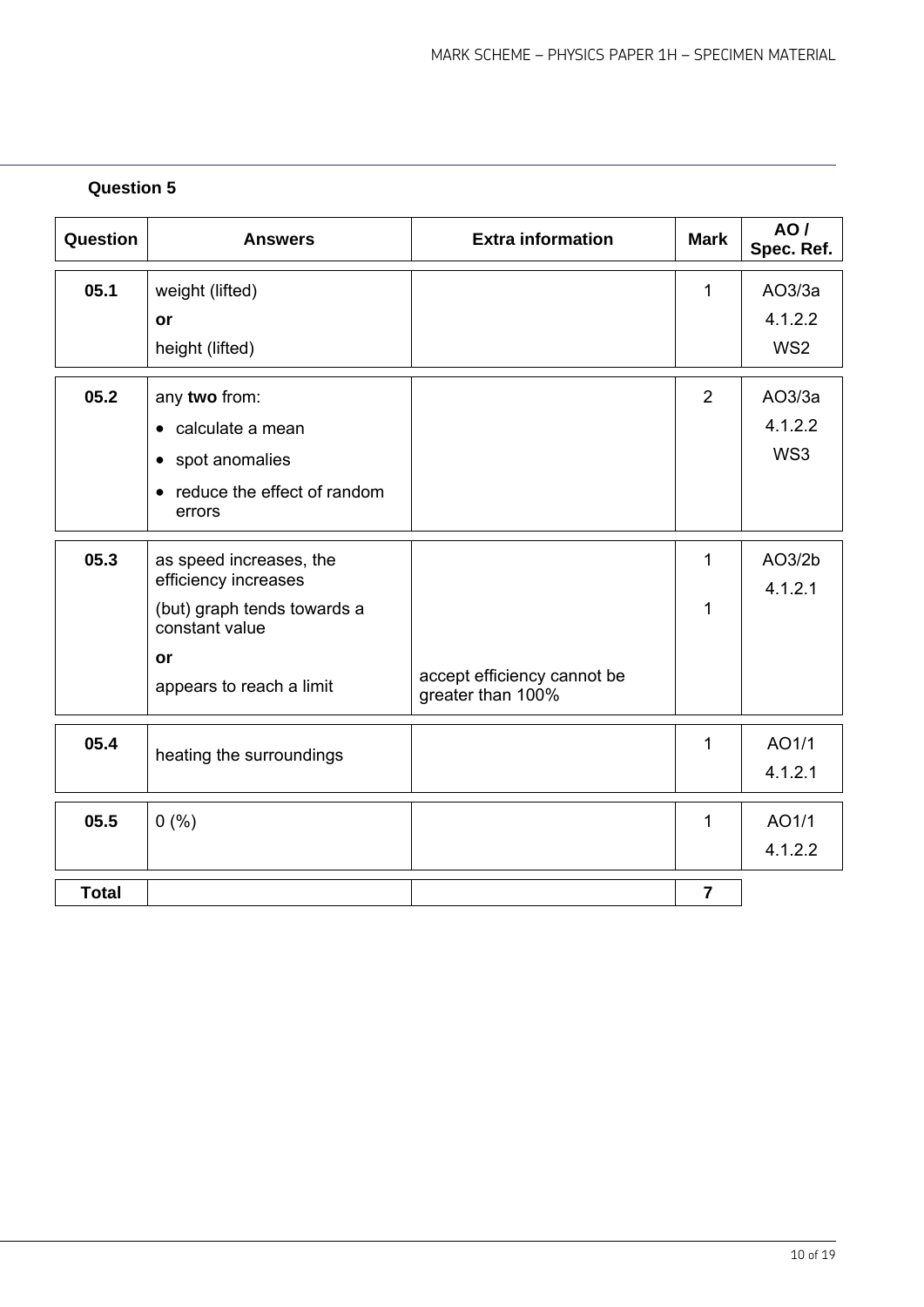## Question 5

| Question | Answers | Extra information | Mark | AO / Spec. Ref. |
|---|---|---|---|---|
| 05.1 | weight (lifted)<br>**or**<br>height (lifted) | | 1 | AO3/3a<br>4.1.2.2<br>WS2 |
| 05.2 | any **two** from:<br>• calculate a mean<br>• spot anomalies<br>• reduce the effect of random errors | | 2 | AO3/3a<br>4.1.2.2<br>WS3 |
| 05.3 | as speed increases, the efficiency increases<br>(but) graph tends towards a constant value<br>**or**<br>appears to reach a limit | accept efficiency cannot be greater than 100% | 1<br><br>1 | AO3/2b<br>4.1.2.1 |
| 05.4 | heating the surroundings | | 1 | AO1/1<br>4.1.2.1 |
| 05.5 | 0 (%) | | 1 | AO1/1<br>4.1.2.2 |
| **Total** | | | **7** | |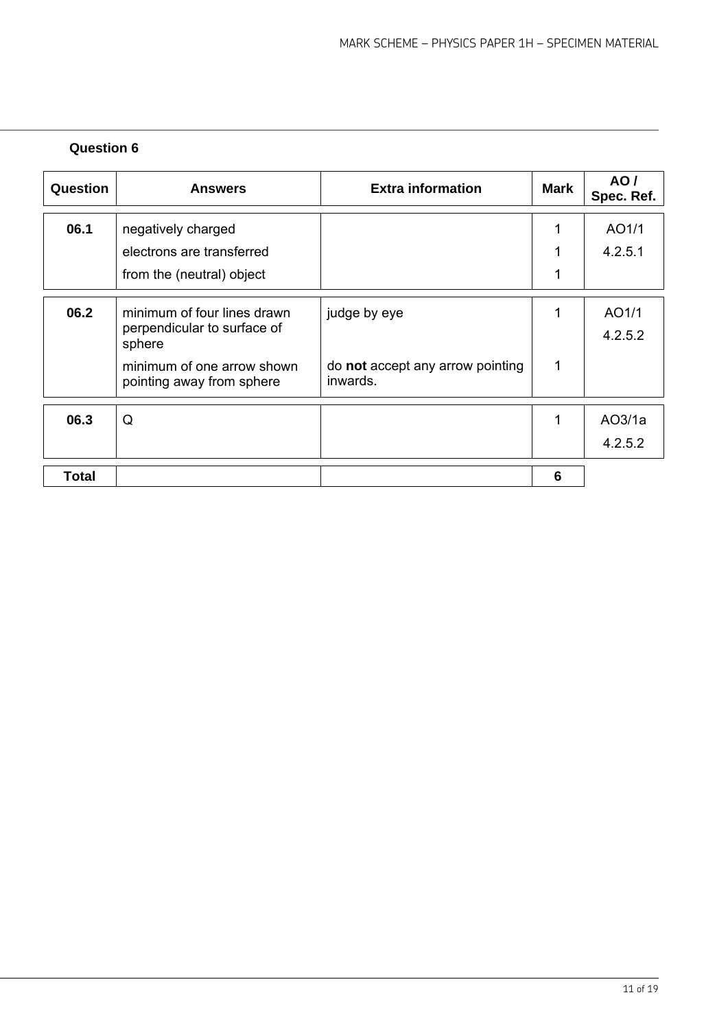## Question 6

| Question | Answers | Extra information | Mark | AO / Spec. Ref. |
|---|---|---|---|---|
| 06.1 | negatively charged | | 1 | AO1/1 |
| | electrons are transferred | | 1 | 4.2.5.1 |
| | from the (neutral) object | | 1 | |
| 06.2 | minimum of four lines drawn perpendicular to surface of sphere | judge by eye | 1 | AO1/1 4.2.5.2 |
| | minimum of one arrow shown pointing away from sphere | do **not** accept any arrow pointing inwards. | 1 | |
| 06.3 | Q | | 1 | AO3/1a 4.2.5.2 |
| **Total** | | | **6** | |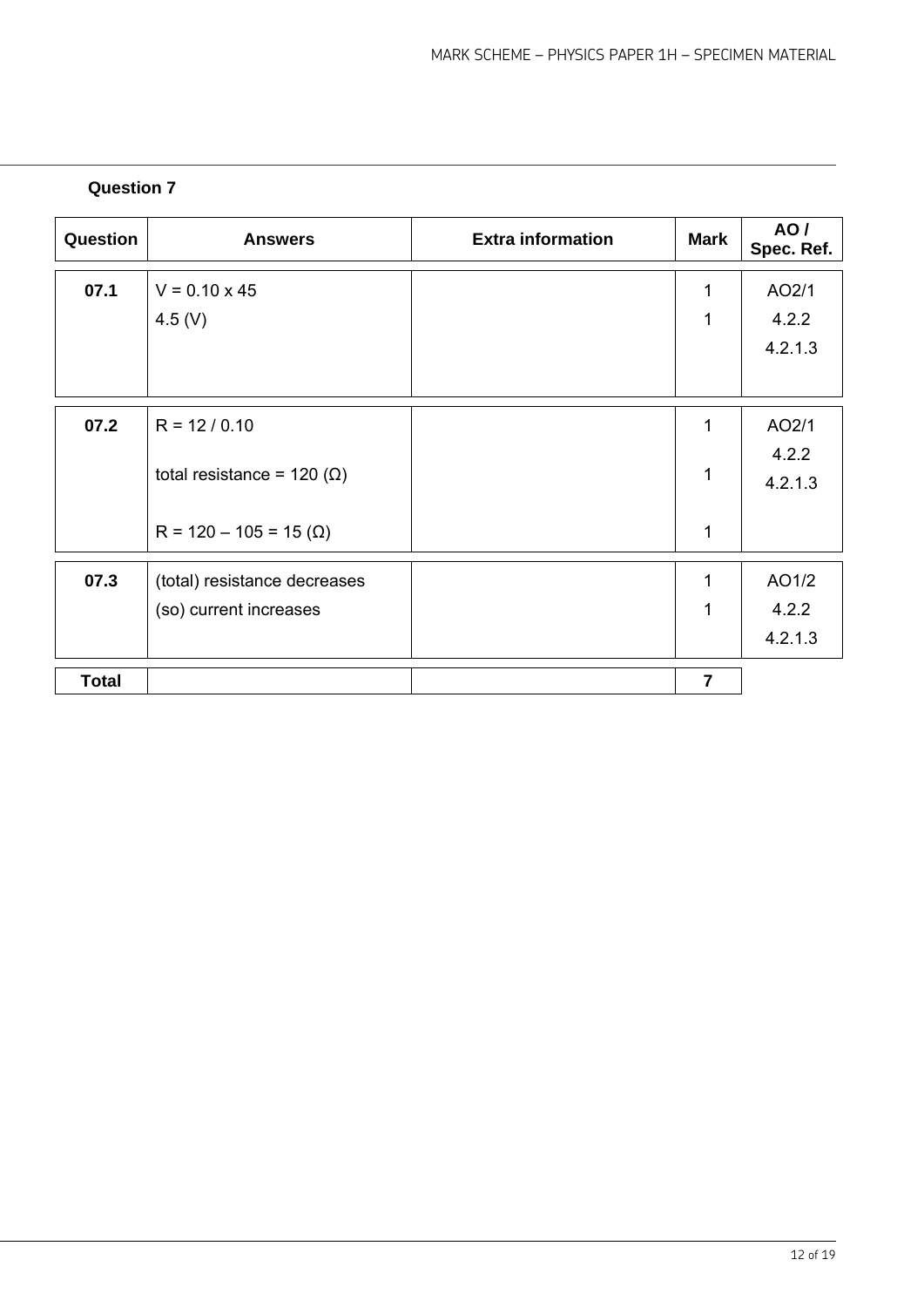## Question 7

| Question | Answers | Extra information | Mark | AO / Spec. Ref. |
|---|---|---|---|---|
| 07.1 | V = 0.10 x 45 | | 1 | AO2/1 |
| | 4.5 (V) | | 1 | 4.2.2 |
| | | | | 4.2.1.3 |
| 07.2 | R = 12 / 0.10 | | 1 | AO2/1 |
| | total resistance = 120 (Ω) | | 1 | 4.2.2 |
| | | | | 4.2.1.3 |
| | R = 120 – 105 = 15 (Ω) | | 1 | |
| 07.3 | (total) resistance decreases | | 1 | AO1/2 |
| | (so) current increases | | 1 | 4.2.2 |
| | | | | 4.2.1.3 |
| **Total** | | | **7** | |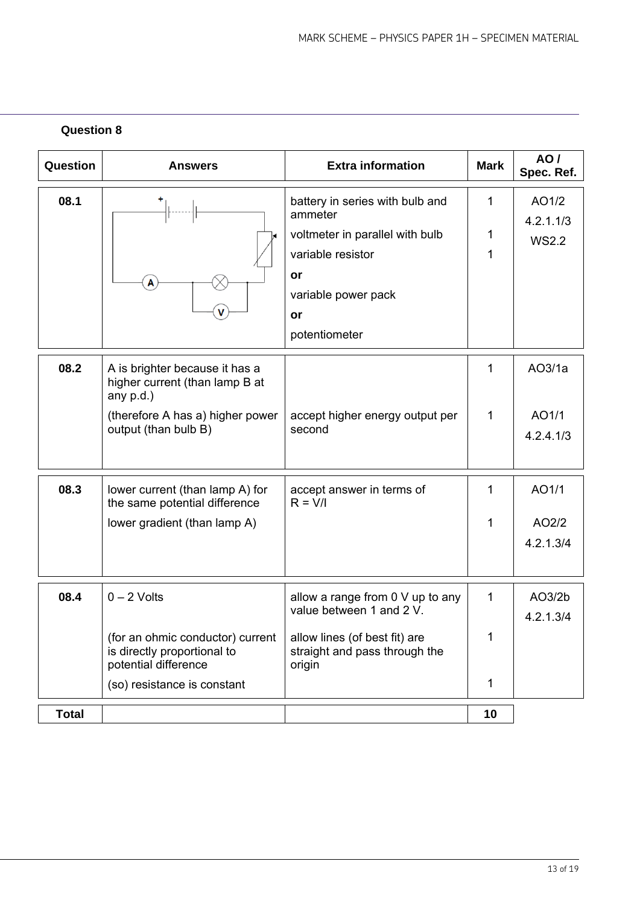## Question 8

| Question | Answers | Extra information | Mark | AO / Spec. Ref. |
|---|---|---|---|---|
| 08.1 | | battery in series with bulb and ammeter | 1 | AO1/2 4.2.1.1/3 WS2.2 |
| | | voltmeter in parallel with bulb | 1 | |
| | | variable resistor **or** variable power pack **or** potentiometer | 1 | |
| 08.2 | A is brighter because it has a higher current (than lamp B at any p.d.) | | 1 | AO3/1a |
| | (therefore A has a) higher power output (than bulb B) | accept higher energy output per second | 1 | AO1/1 4.2.4.1/3 |
| 08.3 | lower current (than lamp A) for the same potential difference | accept answer in terms of $R = V/I$ | 1 | AO1/1 |
| | lower gradient (than lamp A) | | 1 | AO2/2 4.2.1.3/4 |
| 08.4 | 0 – 2 Volts | allow a range from 0 V up to any value between 1 and 2 V. | 1 | AO3/2b 4.2.1.3/4 |
| | (for an ohmic conductor) current is directly proportional to potential difference | allow lines (of best fit) are straight and pass through the origin | 1 | |
| | (so) resistance is constant | | 1 | |
| **Total** | | | **10** | |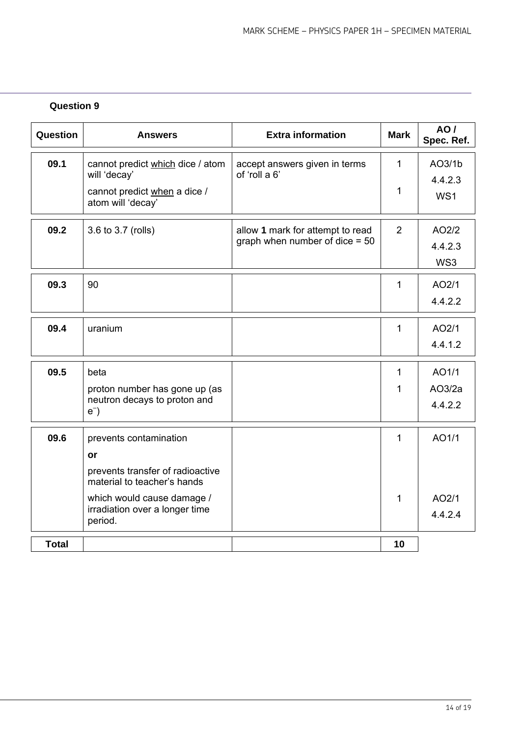## Question 9

| Question | Answers | Extra information | Mark | AO / Spec. Ref. |
|---|---|---|---|---|
| 09.1 | cannot predict <u>which</u> dice / atom will 'decay'<br>cannot predict <u>when</u> a dice / atom will 'decay' | accept answers given in terms of 'roll a 6' | 1<br>1 | AO3/1b<br>4.4.2.3<br>WS1 |
| 09.2 | 3.6 to 3.7 (rolls) | allow **1** mark for attempt to read graph when number of dice = 50 | 2 | AO2/2<br>4.4.2.3<br>WS3 |
| 09.3 | 90 | | 1 | AO2/1<br>4.4.2.2 |
| 09.4 | uranium | | 1 | AO2/1<br>4.4.1.2 |
| 09.5 | beta<br>proton number has gone up (as neutron decays to proton and $e^-$) | | 1<br>1 | AO1/1<br>AO3/2a<br>4.4.2.2 |
| 09.6 | prevents contamination<br>**or**<br>prevents transfer of radioactive material to teacher's hands<br>which would cause damage / irradiation over a longer time period. | | 1<br><br><br>1 | AO1/1<br><br><br>AO2/1<br>4.4.2.4 |
| **Total** | | | **10** | |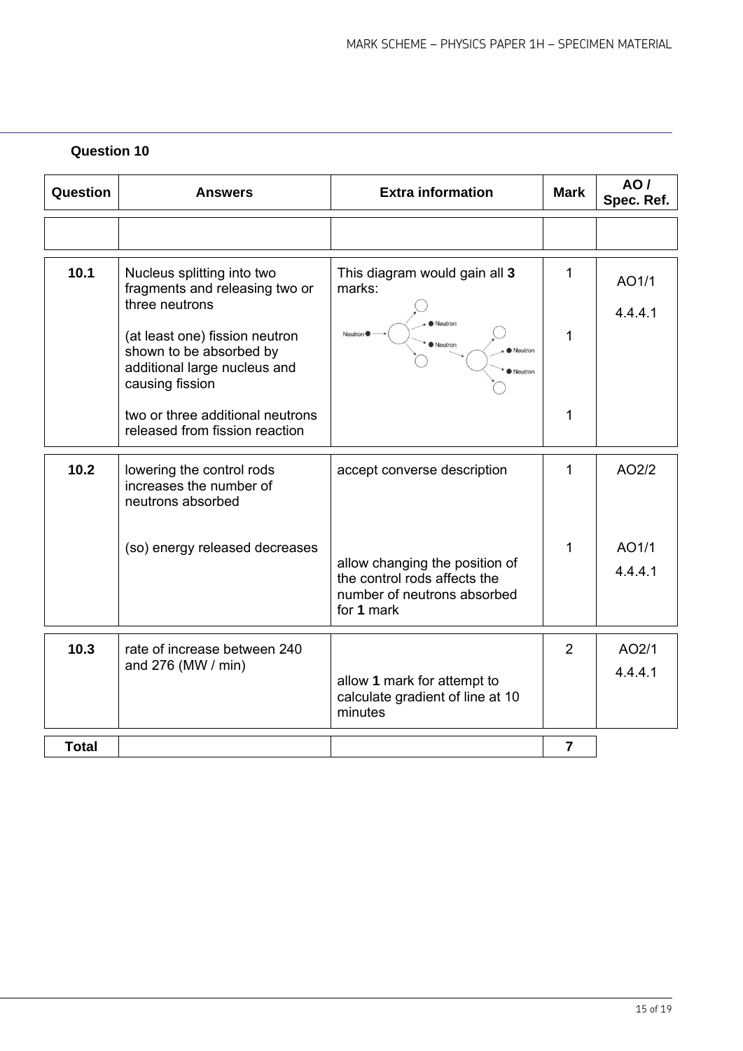### Question 10

| Question | Answers | Extra information | Mark | AO / Spec. Ref. |
|---|---|---|---|---|
| | | | | |
| 10.1 | Nucleus splitting into two fragments and releasing two or three neutrons | This diagram would gain all **3** marks: | 1 | AO1/1<br>4.4.4.1 |
| | (at least one) fission neutron shown to be absorbed by additional large nucleus and causing fission | | 1 | |
| | two or three additional neutrons released from fission reaction | | 1 | |
| 10.2 | lowering the control rods increases the number of neutrons absorbed | accept converse description | 1 | AO2/2 |
| | (so) energy released decreases | allow changing the position of the control rods affects the number of neutrons absorbed for **1** mark | 1 | AO1/1<br>4.4.4.1 |
| 10.3 | rate of increase between 240 and 276 (MW / min) | allow **1** mark for attempt to calculate gradient of line at 10 minutes | 2 | AO2/1<br>4.4.4.1 |
| **Total** | | | **7** | |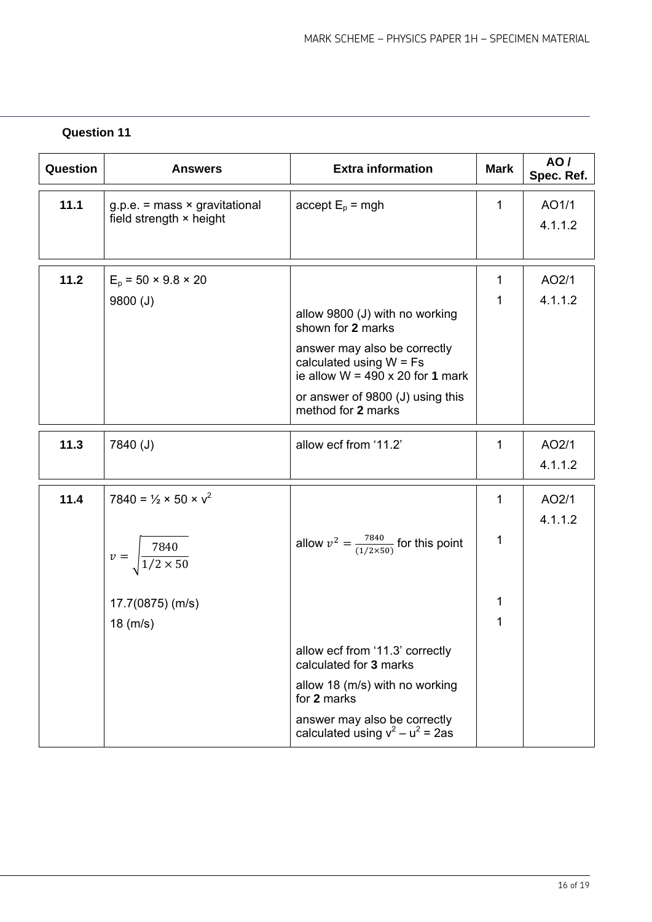### Question 11

| Question | Answers | Extra information | Mark | AO / Spec. Ref. |
|---|---|---|---|---|
| 11.1 | g.p.e. = mass × gravitational field strength × height | accept $E_p = mgh$ | 1 | AO1/1<br>4.1.1.2 |
| 11.2 | $E_p = 50 \times 9.8 \times 20$<br>9800 (J) | allow 9800 (J) with no working shown for **2** marks<br>answer may also be correctly calculated using W = Fs<br>ie allow W = 490 x 20 for **1** mark<br>or answer of 9800 (J) using this method for **2** marks | 1<br>1 | AO2/1<br>4.1.1.2 |
| 11.3 | 7840 (J) | allow ecf from '11.2' | 1 | AO2/1<br>4.1.1.2 |
| 11.4 | $7840 = \frac{1}{2} \times 50 \times v^2$<br>$v = \sqrt{\frac{7840}{1/2 \times 50}}$<br>17.7(0875) (m/s)<br>18 (m/s) | allow $v^2 = \frac{7840}{(1/2 \times 50)}$ for this point<br>allow ecf from '11.3' correctly calculated for **3** marks<br>allow 18 (m/s) with no working for **2** marks<br>answer may also be correctly calculated using $v^2 - u^2 = 2as$ | 1<br>1<br>1<br>1 | AO2/1<br>4.1.1.2 |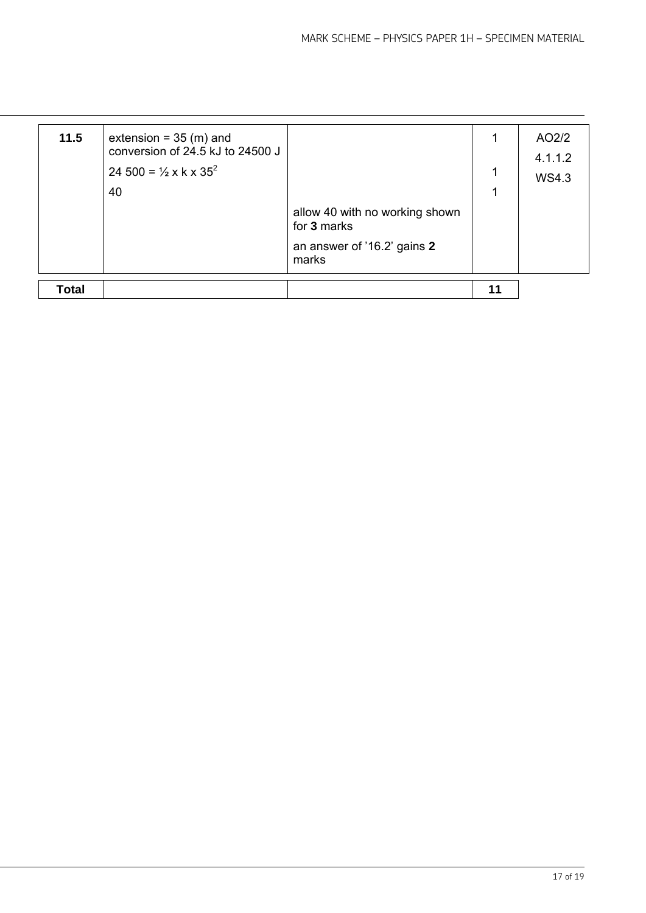| 11.5 | extension = 35 (m) and conversion of 24.5 kJ to 24500 J | | 1 | AO2/2 4.1.1.2 WS4.3 |
|---|---|---|---|---|
| | 24 500 = ½ x k x $35^2$ | | 1 | |
| | 40 | | 1 | |
| | | allow 40 with no working shown for **3** marks | | |
| | | an answer of '16.2' gains **2** marks | | |
| **Total** | | | **11** | |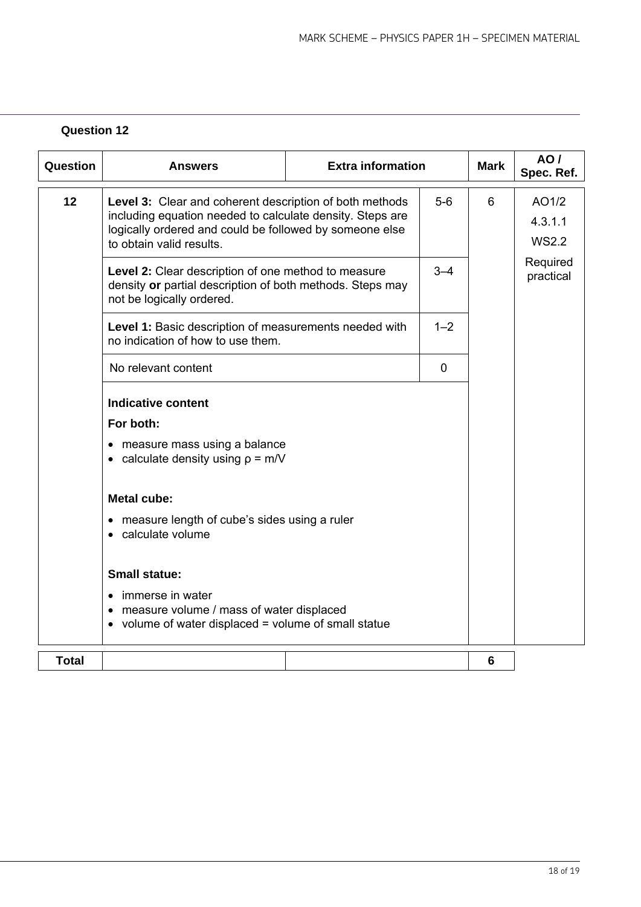## Question 12

| Question | Answers | Extra information | | Mark | AO / Spec. Ref. |
|---|---|---|---|---|---|
| 12 | **Level 3:** Clear and coherent description of both methods including equation needed to calculate density. Steps are logically ordered and could be followed by someone else to obtain valid results. | | 5-6 | 6 | AO1/2<br>4.3.1.1<br>WS2.2<br>Required practical |
| | **Level 2:** Clear description of one method to measure density **or** partial description of both methods. Steps may not be logically ordered. | | 3–4 | | |
| | **Level 1:** Basic description of measurements needed with no indication of how to use them. | | 1–2 | | |
| | No relevant content | | 0 | | |
| | **Indicative content**<br>**For both:**<br>• measure mass using a balance<br>• calculate density using $\rho = m/V$<br><br>**Metal cube:**<br>• measure length of cube's sides using a ruler<br>• calculate volume<br><br>**Small statue:**<br>• immerse in water<br>• measure volume / mass of water displaced<br>• volume of water displaced = volume of small statue | | | | |
| **Total** | | | | **6** | |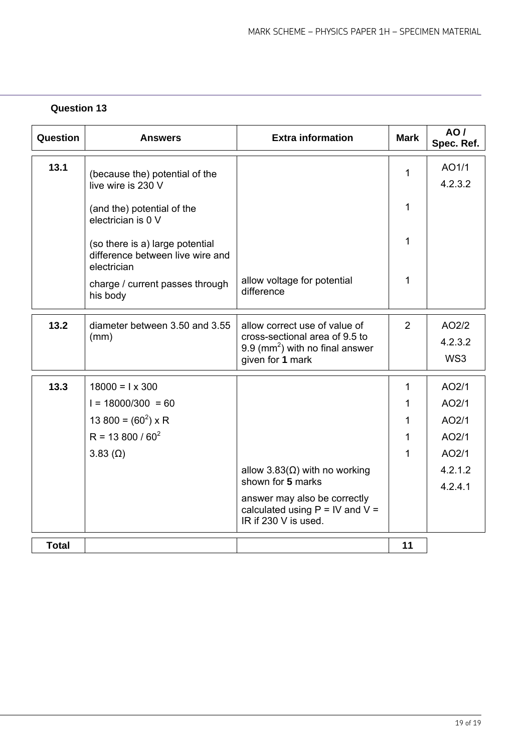**Question 13**

| Question | Answers | Extra information | Mark | AO / Spec. Ref. |
|---|---|---|---|---|
| 13.1 | (because the) potential of the live wire is 230 V | | 1 | AO1/1<br>4.2.3.2 |
| | (and the) potential of the electrician is 0 V | | 1 | |
| | (so there is a) large potential difference between live wire and electrician | | 1 | |
| | charge / current passes through his body | allow voltage for potential difference | 1 | |
| 13.2 | diameter between 3.50 and 3.55 (mm) | allow correct use of value of cross-sectional area of 9.5 to 9.9 ($mm^2$) with no final answer given for **1** mark | 2 | AO2/2<br>4.2.3.2<br>WS3 |
| 13.3 | 18000 = I x 300 | | 1 | AO2/1 |
| | I = 18000/300 = 60 | | 1 | AO2/1 |
| | 13 800 = ($60^2$) x R | | 1 | AO2/1 |
| | R = 13 800 / $60^2$ | | 1 | AO2/1 |
| | 3.83 (Ω) | | 1 | AO2/1 |
| | | allow 3.83(Ω) with no working shown for **5** marks<br>answer may also be correctly calculated using P = IV and V = IR if 230 V is used. | | 4.2.1.2<br>4.2.4.1 |
| **Total** | | | **11** | |